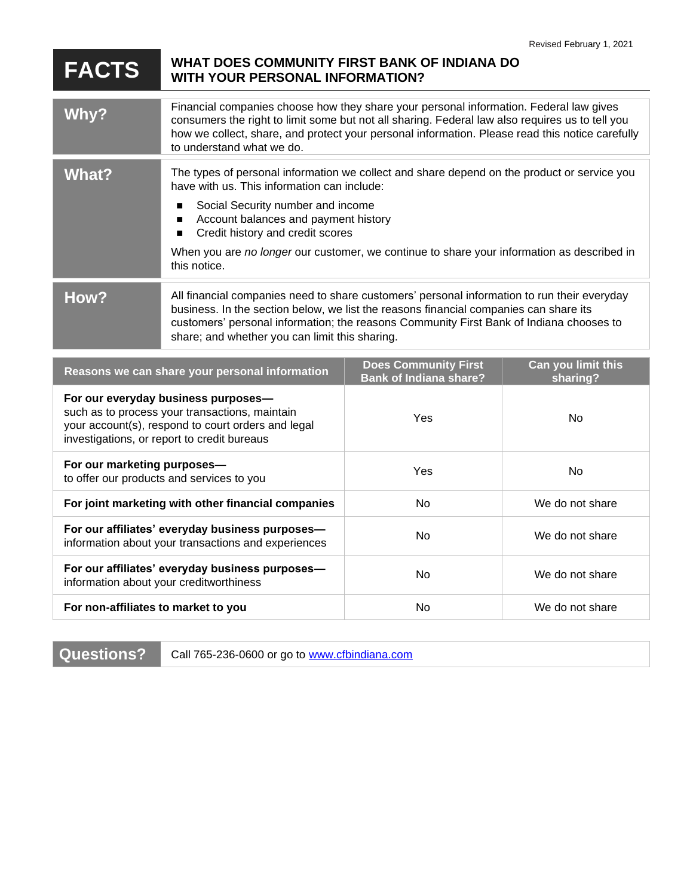Revised February 1, 2021

# FACTS — WHAT DOES COMMUNITY FIRST BANK OF INDIANA DO WITH YOUR PERSONAL INFORMATION?

## Why?

Financial companies choose how they share your personal information. Federal law gives consumers the right to limit some but not all sharing. Federal law also requires us to tell you how we collect, share, and protect your personal information. Please read this notice carefully to understand what we do.

## What?

The types of personal information we collect and share depend on the product or service you have with us. This information can include:

- Social Security number and income
- Account balances and payment history
- Credit history and credit scores

When you are *no longer* our customer, we continue to share your information as described in this notice.

## How?

All financial companies need to share customers' personal information to run their everyday business. In the section below, we list the reasons financial companies can share its customers' personal information; the reasons Community First Bank of Indiana chooses to share; and whether you can limit this sharing.

| Reasons we can share your personal information | Does Community First Bank of Indiana share? | Can you limit this sharing? |
|---|---|---|
| **For our everyday business purposes—** such as to process your transactions, maintain your account(s), respond to court orders and legal investigations, or report to credit bureaus | Yes | No |
| **For our marketing purposes—** to offer our products and services to you | Yes | No |
| **For joint marketing with other financial companies** | No | We do not share |
| **For our affiliates' everyday business purposes—** information about your transactions and experiences | No | We do not share |
| **For our affiliates' everyday business purposes—** information about your creditworthiness | No | We do not share |
| **For non-affiliates to market to you** | No | We do not share |

## Questions?

Call 765-236-0600 or go to [www.cfbindiana.com](http://www.cfbindiana.com)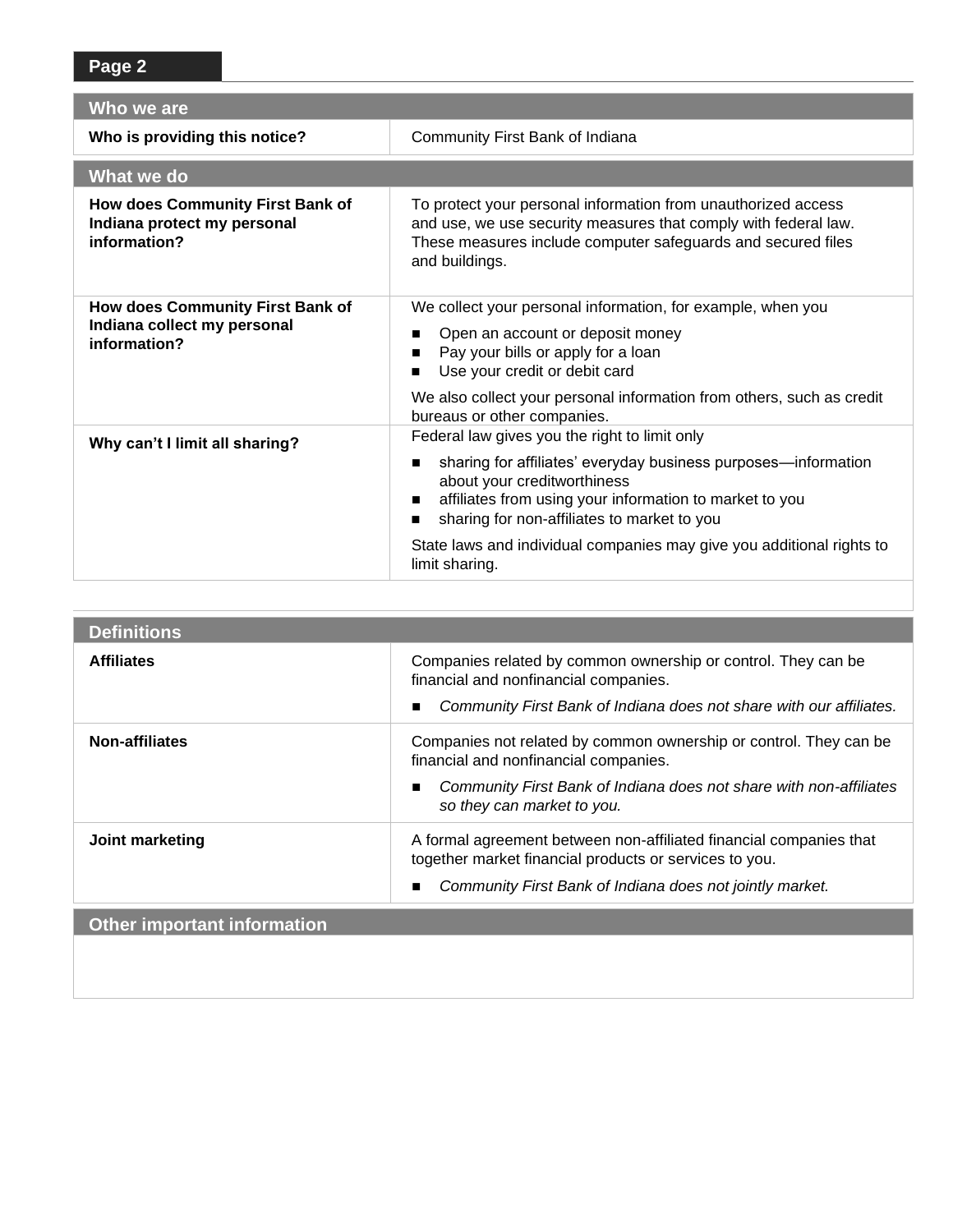## Who we are

| | |
|---|---|
| **Who is providing this notice?** | Community First Bank of Indiana |

## What we do

| | |
|---|---|
| **How does Community First Bank of Indiana protect my personal information?** | To protect your personal information from unauthorized access and use, we use security measures that comply with federal law. These measures include computer safeguards and secured files and buildings. |
| **How does Community First Bank of Indiana collect my personal information?** | We collect your personal information, for example, when you<br>▪ Open an account or deposit money<br>▪ Pay your bills or apply for a loan<br>▪ Use your credit or debit card<br>We also collect your personal information from others, such as credit bureaus or other companies. |
| **Why can't I limit all sharing?** | Federal law gives you the right to limit only<br>▪ sharing for affiliates' everyday business purposes—information about your creditworthiness<br>▪ affiliates from using your information to market to you<br>▪ sharing for non-affiliates to market to you<br>State laws and individual companies may give you additional rights to limit sharing. |

## Definitions

| | |
|---|---|
| **Affiliates** | Companies related by common ownership or control. They can be financial and nonfinancial companies.<br>▪ *Community First Bank of Indiana does not share with our affiliates.* |
| **Non-affiliates** | Companies not related by common ownership or control. They can be financial and nonfinancial companies.<br>▪ *Community First Bank of Indiana does not share with non-affiliates so they can market to you.* |
| **Joint marketing** | A formal agreement between non-affiliated financial companies that together market financial products or services to you.<br>▪ *Community First Bank of Indiana does not jointly market.* |

## Other important information